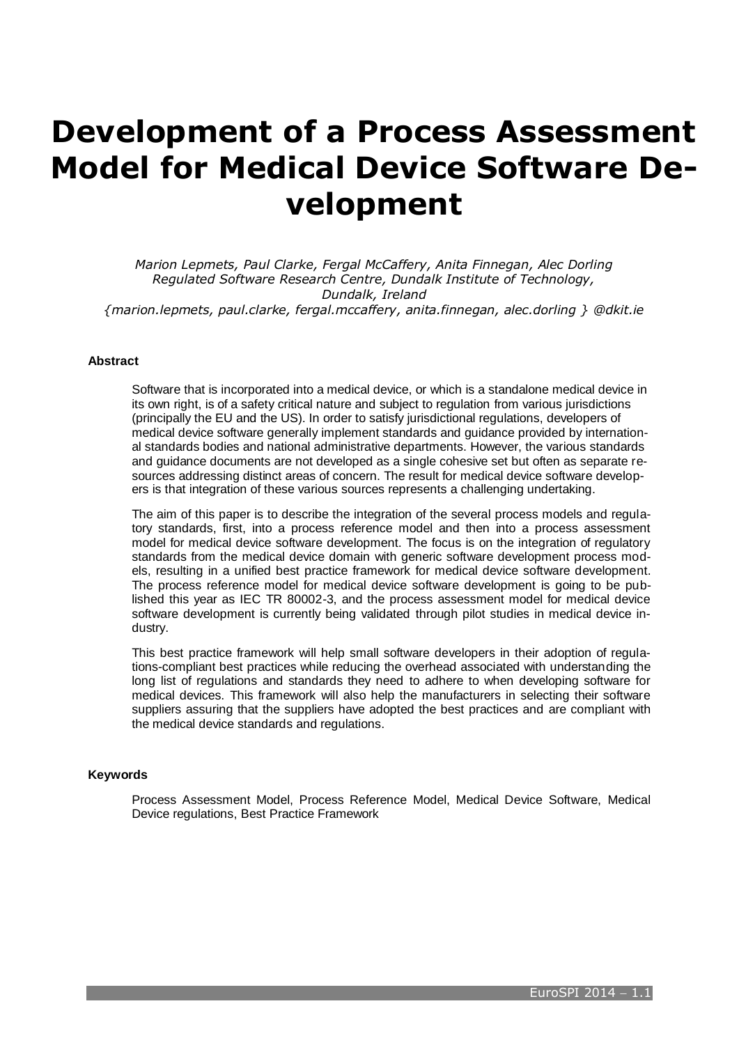# Development of a Process Assessment Model for Medical Device Software Development

*Marion Lepmets, Paul Clarke, Fergal McCaffery, Anita Finnegan, Alec Dorling*
*Regulated Software Research Centre, Dundalk Institute of Technology, Dundalk, Ireland*
*{marion.lepmets, paul.clarke, fergal.mccaffery, anita.finnegan, alec.dorling } @dkit.ie*

#### Abstract

Software that is incorporated into a medical device, or which is a standalone medical device in its own right, is of a safety critical nature and subject to regulation from various jurisdictions (principally the EU and the US). In order to satisfy jurisdictional regulations, developers of medical device software generally implement standards and guidance provided by international standards bodies and national administrative departments. However, the various standards and guidance documents are not developed as a single cohesive set but often as separate resources addressing distinct areas of concern. The result for medical device software developers is that integration of these various sources represents a challenging undertaking.

The aim of this paper is to describe the integration of the several process models and regulatory standards, first, into a process reference model and then into a process assessment model for medical device software development. The focus is on the integration of regulatory standards from the medical device domain with generic software development process models, resulting in a unified best practice framework for medical device software development. The process reference model for medical device software development is going to be published this year as IEC TR 80002-3, and the process assessment model for medical device software development is currently being validated through pilot studies in medical device industry.

This best practice framework will help small software developers in their adoption of regulations-compliant best practices while reducing the overhead associated with understanding the long list of regulations and standards they need to adhere to when developing software for medical devices. This framework will also help the manufacturers in selecting their software suppliers assuring that the suppliers have adopted the best practices and are compliant with the medical device standards and regulations.

#### Keywords

Process Assessment Model, Process Reference Model, Medical Device Software, Medical Device regulations, Best Practice Framework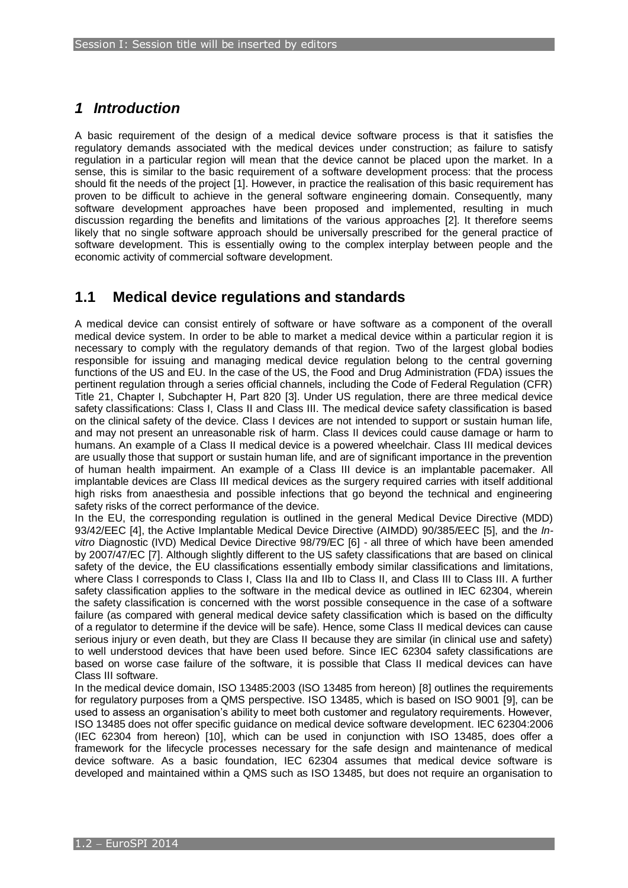# *1 Introduction*

A basic requirement of the design of a medical device software process is that it satisfies the regulatory demands associated with the medical devices under construction; as failure to satisfy regulation in a particular region will mean that the device cannot be placed upon the market. In a sense, this is similar to the basic requirement of a software development process: that the process should fit the needs of the project [1]. However, in practice the realisation of this basic requirement has proven to be difficult to achieve in the general software engineering domain. Consequently, many software development approaches have been proposed and implemented, resulting in much discussion regarding the benefits and limitations of the various approaches [2]. It therefore seems likely that no single software approach should be universally prescribed for the general practice of software development. This is essentially owing to the complex interplay between people and the economic activity of commercial software development.

## 1.1 Medical device regulations and standards

A medical device can consist entirely of software or have software as a component of the overall medical device system. In order to be able to market a medical device within a particular region it is necessary to comply with the regulatory demands of that region. Two of the largest global bodies responsible for issuing and managing medical device regulation belong to the central governing functions of the US and EU. In the case of the US, the Food and Drug Administration (FDA) issues the pertinent regulation through a series official channels, including the Code of Federal Regulation (CFR) Title 21, Chapter I, Subchapter H, Part 820 [3]. Under US regulation, there are three medical device safety classifications: Class I, Class II and Class III. The medical device safety classification is based on the clinical safety of the device. Class I devices are not intended to support or sustain human life, and may not present an unreasonable risk of harm. Class II devices could cause damage or harm to humans. An example of a Class II medical device is a powered wheelchair. Class III medical devices are usually those that support or sustain human life, and are of significant importance in the prevention of human health impairment. An example of a Class III device is an implantable pacemaker. All implantable devices are Class III medical devices as the surgery required carries with itself additional high risks from anaesthesia and possible infections that go beyond the technical and engineering safety risks of the correct performance of the device.

In the EU, the corresponding regulation is outlined in the general Medical Device Directive (MDD) 93/42/EEC [4], the Active Implantable Medical Device Directive (AIMDD) 90/385/EEC [5], and the *In-vitro* Diagnostic (IVD) Medical Device Directive 98/79/EC [6] - all three of which have been amended by 2007/47/EC [7]. Although slightly different to the US safety classifications that are based on clinical safety of the device, the EU classifications essentially embody similar classifications and limitations, where Class I corresponds to Class I, Class IIa and IIb to Class II, and Class III to Class III. A further safety classification applies to the software in the medical device as outlined in IEC 62304, wherein the safety classification is concerned with the worst possible consequence in the case of a software failure (as compared with general medical device safety classification which is based on the difficulty of a regulator to determine if the device will be safe). Hence, some Class II medical devices can cause serious injury or even death, but they are Class II because they are similar (in clinical use and safety) to well understood devices that have been used before. Since IEC 62304 safety classifications are based on worse case failure of the software, it is possible that Class II medical devices can have Class III software.

In the medical device domain, ISO 13485:2003 (ISO 13485 from hereon) [8] outlines the requirements for regulatory purposes from a QMS perspective. ISO 13485, which is based on ISO 9001 [9], can be used to assess an organisation's ability to meet both customer and regulatory requirements. However, ISO 13485 does not offer specific guidance on medical device software development. IEC 62304:2006 (IEC 62304 from hereon) [10], which can be used in conjunction with ISO 13485, does offer a framework for the lifecycle processes necessary for the safe design and maintenance of medical device software. As a basic foundation, IEC 62304 assumes that medical device software is developed and maintained within a QMS such as ISO 13485, but does not require an organisation to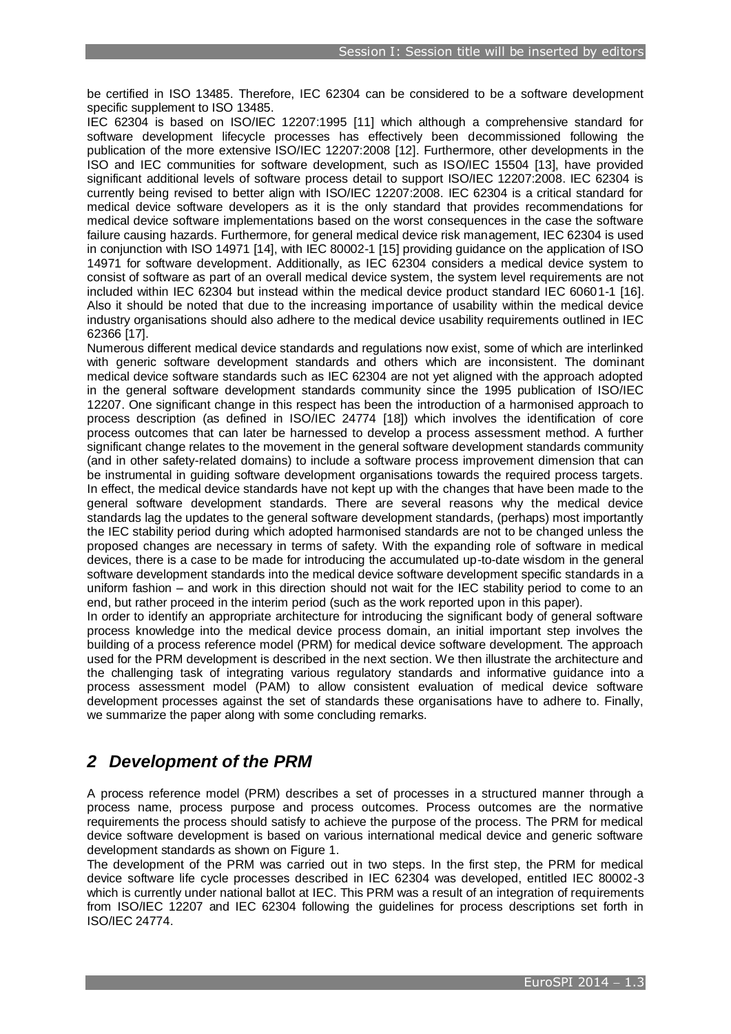be certified in ISO 13485. Therefore, IEC 62304 can be considered to be a software development specific supplement to ISO 13485.

IEC 62304 is based on ISO/IEC 12207:1995 [11] which although a comprehensive standard for software development lifecycle processes has effectively been decommissioned following the publication of the more extensive ISO/IEC 12207:2008 [12]. Furthermore, other developments in the ISO and IEC communities for software development, such as ISO/IEC 15504 [13], have provided significant additional levels of software process detail to support ISO/IEC 12207:2008. IEC 62304 is currently being revised to better align with ISO/IEC 12207:2008. IEC 62304 is a critical standard for medical device software developers as it is the only standard that provides recommendations for medical device software implementations based on the worst consequences in the case the software failure causing hazards. Furthermore, for general medical device risk management, IEC 62304 is used in conjunction with ISO 14971 [14], with IEC 80002-1 [15] providing guidance on the application of ISO 14971 for software development. Additionally, as IEC 62304 considers a medical device system to consist of software as part of an overall medical device system, the system level requirements are not included within IEC 62304 but instead within the medical device product standard IEC 60601-1 [16]. Also it should be noted that due to the increasing importance of usability within the medical device industry organisations should also adhere to the medical device usability requirements outlined in IEC 62366 [17].

Numerous different medical device standards and regulations now exist, some of which are interlinked with generic software development standards and others which are inconsistent. The dominant medical device software standards such as IEC 62304 are not yet aligned with the approach adopted in the general software development standards community since the 1995 publication of ISO/IEC 12207. One significant change in this respect has been the introduction of a harmonised approach to process description (as defined in ISO/IEC 24774 [18]) which involves the identification of core process outcomes that can later be harnessed to develop a process assessment method. A further significant change relates to the movement in the general software development standards community (and in other safety-related domains) to include a software process improvement dimension that can be instrumental in guiding software development organisations towards the required process targets. In effect, the medical device standards have not kept up with the changes that have been made to the general software development standards. There are several reasons why the medical device standards lag the updates to the general software development standards, (perhaps) most importantly the IEC stability period during which adopted harmonised standards are not to be changed unless the proposed changes are necessary in terms of safety. With the expanding role of software in medical devices, there is a case to be made for introducing the accumulated up-to-date wisdom in the general software development standards into the medical device software development specific standards in a uniform fashion – and work in this direction should not wait for the IEC stability period to come to an end, but rather proceed in the interim period (such as the work reported upon in this paper).

In order to identify an appropriate architecture for introducing the significant body of general software process knowledge into the medical device process domain, an initial important step involves the building of a process reference model (PRM) for medical device software development. The approach used for the PRM development is described in the next section. We then illustrate the architecture and the challenging task of integrating various regulatory standards and informative guidance into a process assessment model (PAM) to allow consistent evaluation of medical device software development processes against the set of standards these organisations have to adhere to. Finally, we summarize the paper along with some concluding remarks.

## *2 Development of the PRM*

A process reference model (PRM) describes a set of processes in a structured manner through a process name, process purpose and process outcomes. Process outcomes are the normative requirements the process should satisfy to achieve the purpose of the process. The PRM for medical device software development is based on various international medical device and generic software development standards as shown on Figure 1.

The development of the PRM was carried out in two steps. In the first step, the PRM for medical device software life cycle processes described in IEC 62304 was developed, entitled IEC 80002-3 which is currently under national ballot at IEC. This PRM was a result of an integration of requirements from ISO/IEC 12207 and IEC 62304 following the guidelines for process descriptions set forth in ISO/IEC 24774.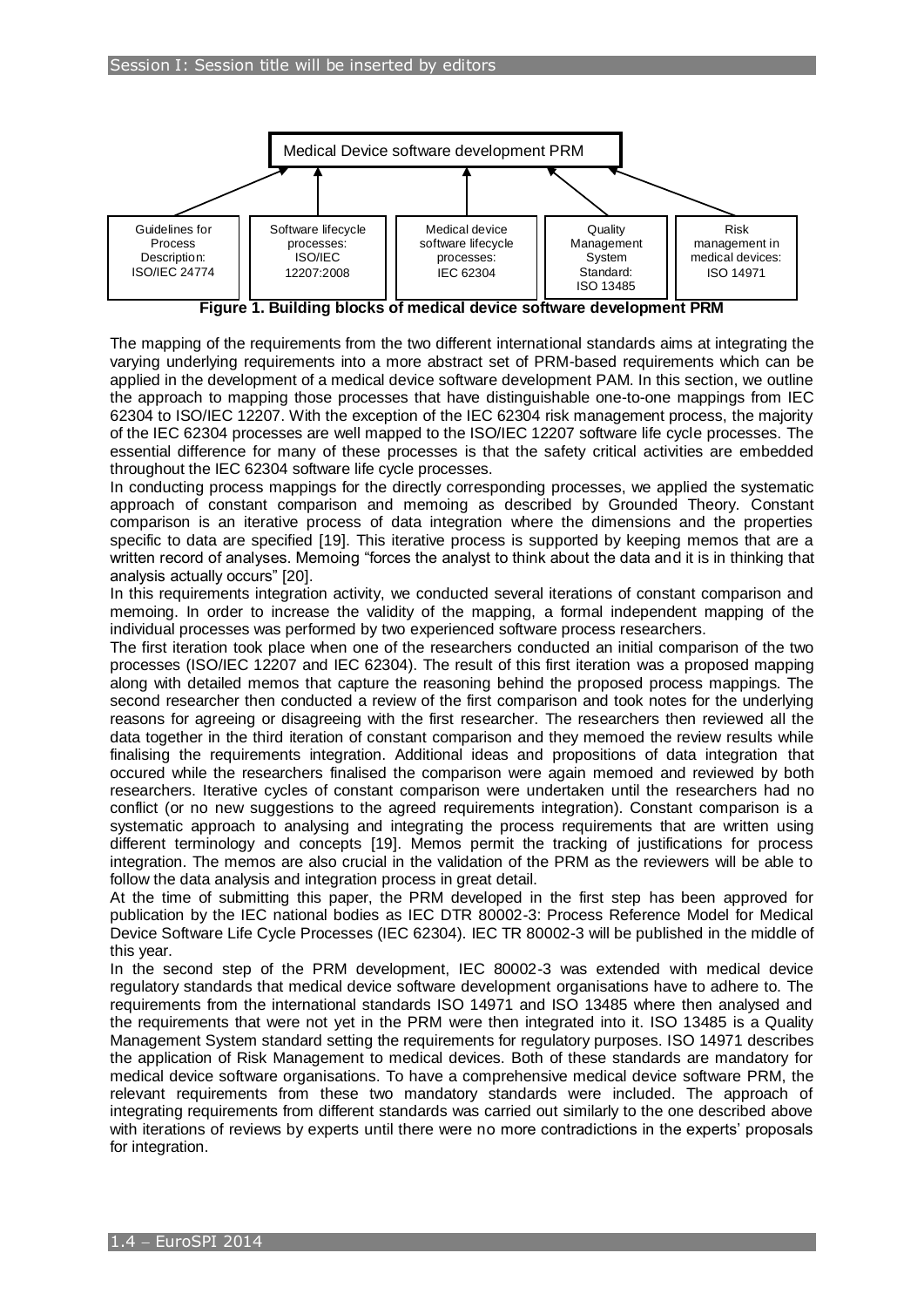Medical Device software development PRM

| Guidelines for Process Description: ISO/IEC 24774 | Software lifecycle processes: ISO/IEC 12207:2008 | Medical device software lifecycle processes: IEC 62304 | Quality Management System Standard: ISO 13485 | Risk management in medical devices: ISO 14971 |
|---|---|---|---|---|

**Figure 1. Building blocks of medical device software development PRM**

The mapping of the requirements from the two different international standards aims at integrating the varying underlying requirements into a more abstract set of PRM-based requirements which can be applied in the development of a medical device software development PAM. In this section, we outline the approach to mapping those processes that have distinguishable one-to-one mappings from IEC 62304 to ISO/IEC 12207. With the exception of the IEC 62304 risk management process, the majority of the IEC 62304 processes are well mapped to the ISO/IEC 12207 software life cycle processes. The essential difference for many of these processes is that the safety critical activities are embedded throughout the IEC 62304 software life cycle processes.

In conducting process mappings for the directly corresponding processes, we applied the systematic approach of constant comparison and memoing as described by Grounded Theory. Constant comparison is an iterative process of data integration where the dimensions and the properties specific to data are specified [19]. This iterative process is supported by keeping memos that are a written record of analyses. Memoing "forces the analyst to think about the data and it is in thinking that analysis actually occurs" [20].

In this requirements integration activity, we conducted several iterations of constant comparison and memoing. In order to increase the validity of the mapping, a formal independent mapping of the individual processes was performed by two experienced software process researchers.

The first iteration took place when one of the researchers conducted an initial comparison of the two processes (ISO/IEC 12207 and IEC 62304). The result of this first iteration was a proposed mapping along with detailed memos that capture the reasoning behind the proposed process mappings. The second researcher then conducted a review of the first comparison and took notes for the underlying reasons for agreeing or disagreeing with the first researcher. The researchers then reviewed all the data together in the third iteration of constant comparison and they memoed the review results while finalising the requirements integration. Additional ideas and propositions of data integration that occured while the researchers finalised the comparison were again memoed and reviewed by both researchers. Iterative cycles of constant comparison were undertaken until the researchers had no conflict (or no new suggestions to the agreed requirements integration). Constant comparison is a systematic approach to analysing and integrating the process requirements that are written using different terminology and concepts [19]. Memos permit the tracking of justifications for process integration. The memos are also crucial in the validation of the PRM as the reviewers will be able to follow the data analysis and integration process in great detail.

At the time of submitting this paper, the PRM developed in the first step has been approved for publication by the IEC national bodies as IEC DTR 80002-3: Process Reference Model for Medical Device Software Life Cycle Processes (IEC 62304). IEC TR 80002-3 will be published in the middle of this year.

In the second step of the PRM development, IEC 80002-3 was extended with medical device regulatory standards that medical device software development organisations have to adhere to. The requirements from the international standards ISO 14971 and ISO 13485 where then analysed and the requirements that were not yet in the PRM were then integrated into it. ISO 13485 is a Quality Management System standard setting the requirements for regulatory purposes. ISO 14971 describes the application of Risk Management to medical devices. Both of these standards are mandatory for medical device software organisations. To have a comprehensive medical device software PRM, the relevant requirements from these two mandatory standards were included. The approach of integrating requirements from different standards was carried out similarly to the one described above with iterations of reviews by experts until there were no more contradictions in the experts' proposals for integration.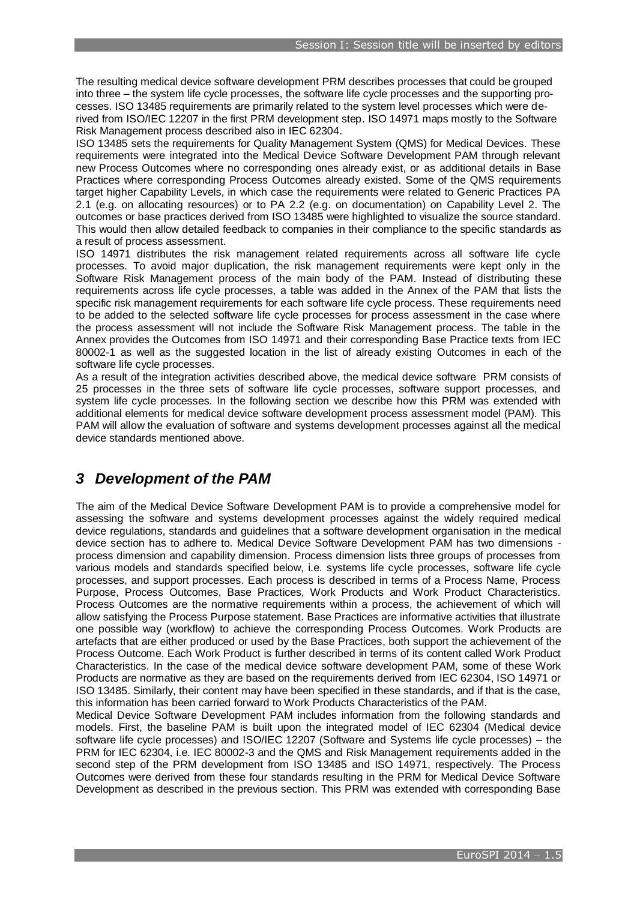The resulting medical device software development PRM describes processes that could be grouped into three – the system life cycle processes, the software life cycle processes and the supporting processes. ISO 13485 requirements are primarily related to the system level processes which were derived from ISO/IEC 12207 in the first PRM development step. ISO 14971 maps mostly to the Software Risk Management process described also in IEC 62304.

ISO 13485 sets the requirements for Quality Management System (QMS) for Medical Devices. These requirements were integrated into the Medical Device Software Development PAM through relevant new Process Outcomes where no corresponding ones already exist, or as additional details in Base Practices where corresponding Process Outcomes already existed. Some of the QMS requirements target higher Capability Levels, in which case the requirements were related to Generic Practices PA 2.1 (e.g. on allocating resources) or to PA 2.2 (e.g. on documentation) on Capability Level 2. The outcomes or base practices derived from ISO 13485 were highlighted to visualize the source standard. This would then allow detailed feedback to companies in their compliance to the specific standards as a result of process assessment.

ISO 14971 distributes the risk management related requirements across all software life cycle processes. To avoid major duplication, the risk management requirements were kept only in the Software Risk Management process of the main body of the PAM. Instead of distributing these requirements across life cycle processes, a table was added in the Annex of the PAM that lists the specific risk management requirements for each software life cycle process. These requirements need to be added to the selected software life cycle processes for process assessment in the case where the process assessment will not include the Software Risk Management process. The table in the Annex provides the Outcomes from ISO 14971 and their corresponding Base Practice texts from IEC 80002-1 as well as the suggested location in the list of already existing Outcomes in each of the software life cycle processes.

As a result of the integration activities described above, the medical device software PRM consists of 25 processes in the three sets of software life cycle processes, software support processes, and system life cycle processes. In the following section we describe how this PRM was extended with additional elements for medical device software development process assessment model (PAM). This PAM will allow the evaluation of software and systems development processes against all the medical device standards mentioned above.

## 3 Development of the PAM

The aim of the Medical Device Software Development PAM is to provide a comprehensive model for assessing the software and systems development processes against the widely required medical device regulations, standards and guidelines that a software development organisation in the medical device section has to adhere to. Medical Device Software Development PAM has two dimensions - process dimension and capability dimension. Process dimension lists three groups of processes from various models and standards specified below, i.e. systems life cycle processes, software life cycle processes, and support processes. Each process is described in terms of a Process Name, Process Purpose, Process Outcomes, Base Practices, Work Products and Work Product Characteristics. Process Outcomes are the normative requirements within a process, the achievement of which will allow satisfying the Process Purpose statement. Base Practices are informative activities that illustrate one possible way (workflow) to achieve the corresponding Process Outcomes. Work Products are artefacts that are either produced or used by the Base Practices, both support the achievement of the Process Outcome. Each Work Product is further described in terms of its content called Work Product Characteristics. In the case of the medical device software development PAM, some of these Work Products are normative as they are based on the requirements derived from IEC 62304, ISO 14971 or ISO 13485. Similarly, their content may have been specified in these standards, and if that is the case, this information has been carried forward to Work Products Characteristics of the PAM.

Medical Device Software Development PAM includes information from the following standards and models. First, the baseline PAM is built upon the integrated model of IEC 62304 (Medical device software life cycle processes) and ISO/IEC 12207 (Software and Systems life cycle processes) – the PRM for IEC 62304, i.e. IEC 80002-3 and the QMS and Risk Management requirements added in the second step of the PRM development from ISO 13485 and ISO 14971, respectively. The Process Outcomes were derived from these four standards resulting in the PRM for Medical Device Software Development as described in the previous section. This PRM was extended with corresponding Base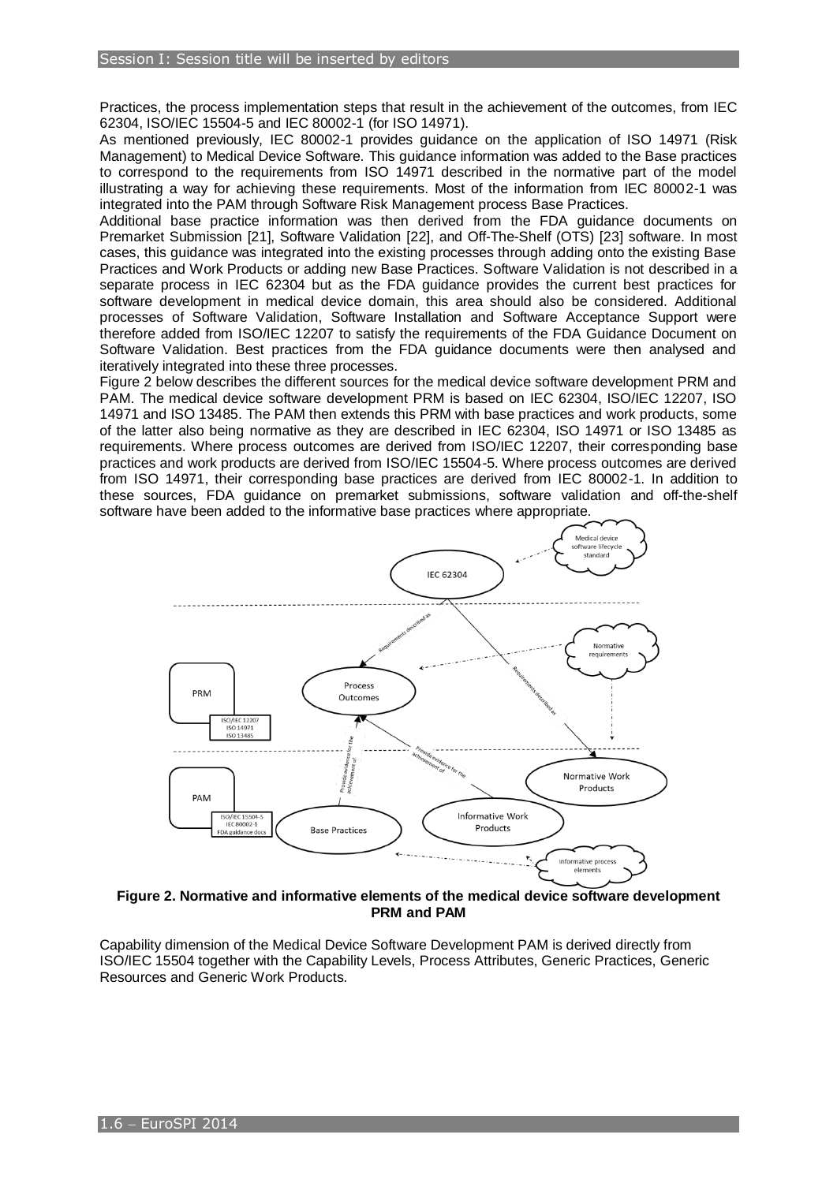Practices, the process implementation steps that result in the achievement of the outcomes, from IEC 62304, ISO/IEC 15504-5 and IEC 80002-1 (for ISO 14971).

As mentioned previously, IEC 80002-1 provides guidance on the application of ISO 14971 (Risk Management) to Medical Device Software. This guidance information was added to the Base practices to correspond to the requirements from ISO 14971 described in the normative part of the model illustrating a way for achieving these requirements. Most of the information from IEC 80002-1 was integrated into the PAM through Software Risk Management process Base Practices.

Additional base practice information was then derived from the FDA guidance documents on Premarket Submission [21], Software Validation [22], and Off-The-Shelf (OTS) [23] software. In most cases, this guidance was integrated into the existing processes through adding onto the existing Base Practices and Work Products or adding new Base Practices. Software Validation is not described in a separate process in IEC 62304 but as the FDA guidance provides the current best practices for software development in medical device domain, this area should also be considered. Additional processes of Software Validation, Software Installation and Software Acceptance Support were therefore added from ISO/IEC 12207 to satisfy the requirements of the FDA Guidance Document on Software Validation. Best practices from the FDA guidance documents were then analysed and iteratively integrated into these three processes.

Figure 2 below describes the different sources for the medical device software development PRM and PAM. The medical device software development PRM is based on IEC 62304, ISO/IEC 12207, ISO 14971 and ISO 13485. The PAM then extends this PRM with base practices and work products, some of the latter also being normative as they are described in IEC 62304, ISO 14971 or ISO 13485 as requirements. Where process outcomes are derived from ISO/IEC 12207, their corresponding base practices and work products are derived from ISO/IEC 15504-5. Where process outcomes are derived from ISO 14971, their corresponding base practices are derived from IEC 80002-1. In addition to these sources, FDA guidance on premarket submissions, software validation and off-the-shelf software have been added to the informative base practices where appropriate.

**Figure 2. Normative and informative elements of the medical device software development PRM and PAM**

Capability dimension of the Medical Device Software Development PAM is derived directly from ISO/IEC 15504 together with the Capability Levels, Process Attributes, Generic Practices, Generic Resources and Generic Work Products.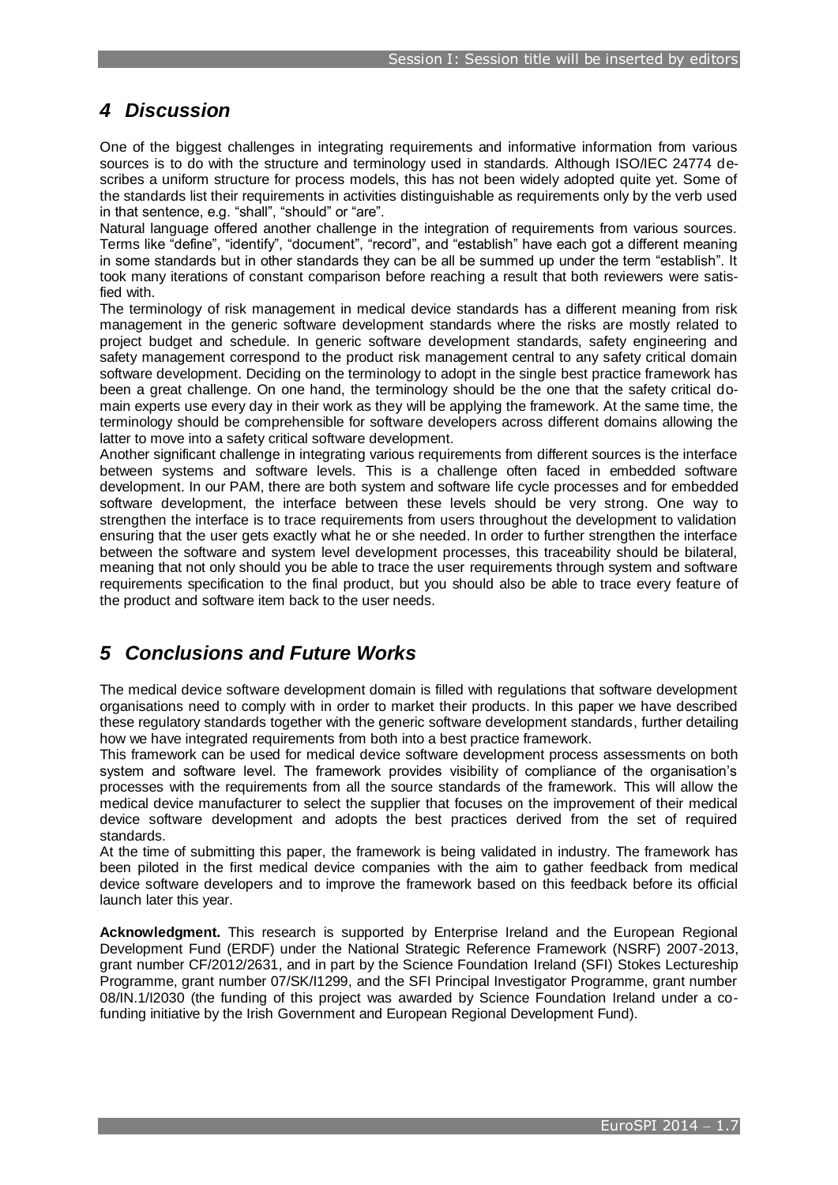## 4 Discussion

One of the biggest challenges in integrating requirements and informative information from various sources is to do with the structure and terminology used in standards. Although ISO/IEC 24774 describes a uniform structure for process models, this has not been widely adopted quite yet. Some of the standards list their requirements in activities distinguishable as requirements only by the verb used in that sentence, e.g. "shall", "should" or "are".

Natural language offered another challenge in the integration of requirements from various sources. Terms like "define", "identify", "document", "record", and "establish" have each got a different meaning in some standards but in other standards they can be all be summed up under the term "establish". It took many iterations of constant comparison before reaching a result that both reviewers were satisfied with.

The terminology of risk management in medical device standards has a different meaning from risk management in the generic software development standards where the risks are mostly related to project budget and schedule. In generic software development standards, safety engineering and safety management correspond to the product risk management central to any safety critical domain software development. Deciding on the terminology to adopt in the single best practice framework has been a great challenge. On one hand, the terminology should be the one that the safety critical domain experts use every day in their work as they will be applying the framework. At the same time, the terminology should be comprehensible for software developers across different domains allowing the latter to move into a safety critical software development.

Another significant challenge in integrating various requirements from different sources is the interface between systems and software levels. This is a challenge often faced in embedded software development. In our PAM, there are both system and software life cycle processes and for embedded software development, the interface between these levels should be very strong. One way to strengthen the interface is to trace requirements from users throughout the development to validation ensuring that the user gets exactly what he or she needed. In order to further strengthen the interface between the software and system level development processes, this traceability should be bilateral, meaning that not only should you be able to trace the user requirements through system and software requirements specification to the final product, but you should also be able to trace every feature of the product and software item back to the user needs.

## 5 Conclusions and Future Works

The medical device software development domain is filled with regulations that software development organisations need to comply with in order to market their products. In this paper we have described these regulatory standards together with the generic software development standards, further detailing how we have integrated requirements from both into a best practice framework.

This framework can be used for medical device software development process assessments on both system and software level. The framework provides visibility of compliance of the organisation's processes with the requirements from all the source standards of the framework. This will allow the medical device manufacturer to select the supplier that focuses on the improvement of their medical device software development and adopts the best practices derived from the set of required standards.

At the time of submitting this paper, the framework is being validated in industry. The framework has been piloted in the first medical device companies with the aim to gather feedback from medical device software developers and to improve the framework based on this feedback before its official launch later this year.

**Acknowledgment.** This research is supported by Enterprise Ireland and the European Regional Development Fund (ERDF) under the National Strategic Reference Framework (NSRF) 2007-2013, grant number CF/2012/2631, and in part by the Science Foundation Ireland (SFI) Stokes Lectureship Programme, grant number 07/SK/I1299, and the SFI Principal Investigator Programme, grant number 08/IN.1/I2030 (the funding of this project was awarded by Science Foundation Ireland under a co-funding initiative by the Irish Government and European Regional Development Fund).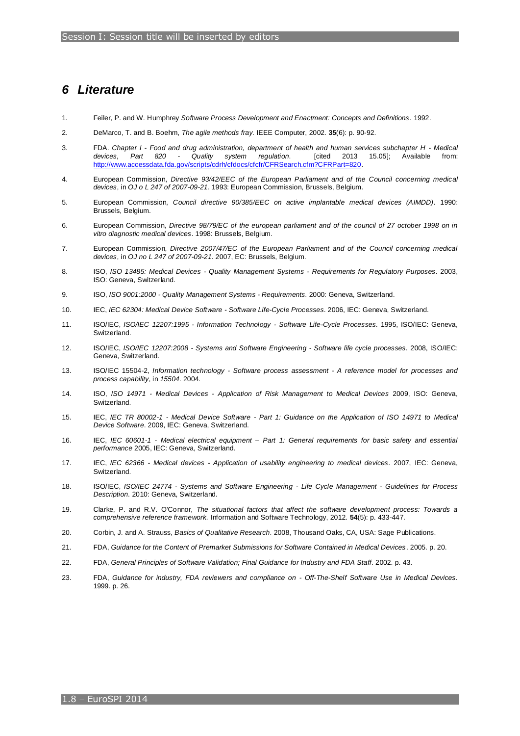# 6 Literature

1. Feiler, P. and W. Humphrey *Software Process Development and Enactment: Concepts and Definitions*. 1992.
2. DeMarco, T. and B. Boehm, *The agile methods fray.* IEEE Computer, 2002. **35**(6): p. 90-92.
3. FDA. *Chapter I - Food and drug administration, department of health and human services subchapter H - Medical devices, Part 820 - Quality system regulation*. [cited 2013 15.05]; Available from: http://www.accessdata.fda.gov/scripts/cdrh/cfdocs/cfcfr/CFRSearch.cfm?CFRPart=820.
4. European Commission, *Directive 93/42/EEC of the European Parliament and of the Council concerning medical devices*, in *OJ o L 247 of 2007-09-21*. 1993: European Commission, Brussels, Belgium.
5. European Commission, *Council directive 90/385/EEC on active implantable medical devices (AIMDD)*. 1990: Brussels, Belgium.
6. European Commission, *Directive 98/79/EC of the european parliament and of the council of 27 october 1998 on in vitro diagnostic medical devices*. 1998: Brussels, Belgium.
7. European Commission, *Directive 2007/47/EC of the European Parliament and of the Council concerning medical devices*, in *OJ no L 247 of 2007-09-21*. 2007, EC: Brussels, Belgium.
8. ISO, *ISO 13485: Medical Devices - Quality Management Systems - Requirements for Regulatory Purposes*. 2003, ISO: Geneva, Switzerland.
9. ISO, *ISO 9001:2000 - Quality Management Systems - Requirements*. 2000: Geneva, Switzerland.
10. IEC, *IEC 62304: Medical Device Software - Software Life-Cycle Processes*. 2006, IEC: Geneva, Switzerland.
11. ISO/IEC, *ISO/IEC 12207:1995 - Information Technology - Software Life-Cycle Processes*. 1995, ISO/IEC: Geneva, Switzerland.
12. ISO/IEC, *ISO/IEC 12207:2008 - Systems and Software Engineering - Software life cycle processes*. 2008, ISO/IEC: Geneva, Switzerland.
13. ISO/IEC 15504-2, *Information technology - Software process assessment - A reference model for processes and process capability*, in *15504*. 2004.
14. ISO, *ISO 14971 - Medical Devices - Application of Risk Management to Medical Devices* 2009, ISO: Geneva, Switzerland.
15. IEC, *IEC TR 80002-1 - Medical Device Software - Part 1: Guidance on the Application of ISO 14971 to Medical Device Software*. 2009, IEC: Geneva, Switzerland.
16. IEC, *IEC 60601-1 - Medical electrical equipment – Part 1: General requirements for basic safety and essential performance* 2005, IEC: Geneva, Switzerland.
17. IEC, *IEC 62366 - Medical devices - Application of usability engineering to medical devices*. 2007, IEC: Geneva, Switzerland.
18. ISO/IEC, *ISO/IEC 24774 - Systems and Software Engineering - Life Cycle Management - Guidelines for Process Description*. 2010: Geneva, Switzerland.
19. Clarke, P. and R.V. O'Connor, *The situational factors that affect the software development process: Towards a comprehensive reference framework.* Information and Software Technology, 2012. **54**(5): p. 433-447.
20. Corbin, J. and A. Strauss, *Basics of Qualitative Research*. 2008, Thousand Oaks, CA, USA: Sage Publications.
21. FDA, *Guidance for the Content of Premarket Submissions for Software Contained in Medical Devices*. 2005. p. 20.
22. FDA, *General Principles of Software Validation; Final Guidance for Industry and FDA Staff*. 2002. p. 43.
23. FDA, *Guidance for industry, FDA reviewers and compliance on - Off-The-Shelf Software Use in Medical Devices*. 1999. p. 26.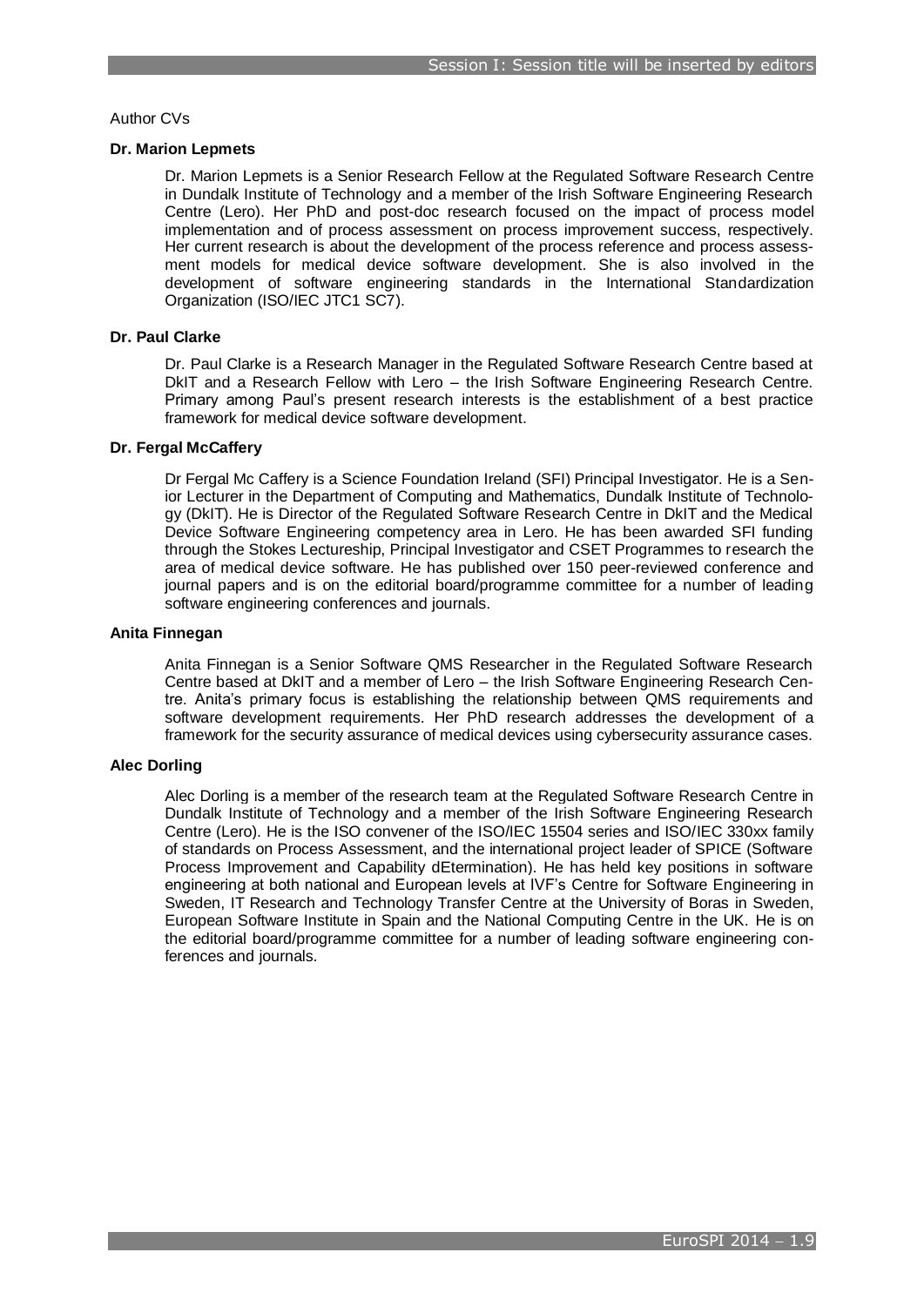Author CVs

### Dr. Marion Lepmets

Dr. Marion Lepmets is a Senior Research Fellow at the Regulated Software Research Centre in Dundalk Institute of Technology and a member of the Irish Software Engineering Research Centre (Lero). Her PhD and post-doc research focused on the impact of process model implementation and of process assessment on process improvement success, respectively. Her current research is about the development of the process reference and process assessment models for medical device software development. She is also involved in the development of software engineering standards in the International Standardization Organization (ISO/IEC JTC1 SC7).

### Dr. Paul Clarke

Dr. Paul Clarke is a Research Manager in the Regulated Software Research Centre based at DkIT and a Research Fellow with Lero – the Irish Software Engineering Research Centre. Primary among Paul's present research interests is the establishment of a best practice framework for medical device software development.

### Dr. Fergal McCaffery

Dr Fergal Mc Caffery is a Science Foundation Ireland (SFI) Principal Investigator. He is a Senior Lecturer in the Department of Computing and Mathematics, Dundalk Institute of Technology (DkIT). He is Director of the Regulated Software Research Centre in DkIT and the Medical Device Software Engineering competency area in Lero. He has been awarded SFI funding through the Stokes Lectureship, Principal Investigator and CSET Programmes to research the area of medical device software. He has published over 150 peer-reviewed conference and journal papers and is on the editorial board/programme committee for a number of leading software engineering conferences and journals.

### Anita Finnegan

Anita Finnegan is a Senior Software QMS Researcher in the Regulated Software Research Centre based at DkIT and a member of Lero – the Irish Software Engineering Research Centre. Anita's primary focus is establishing the relationship between QMS requirements and software development requirements. Her PhD research addresses the development of a framework for the security assurance of medical devices using cybersecurity assurance cases.

### Alec Dorling

Alec Dorling is a member of the research team at the Regulated Software Research Centre in Dundalk Institute of Technology and a member of the Irish Software Engineering Research Centre (Lero). He is the ISO convener of the ISO/IEC 15504 series and ISO/IEC 330xx family of standards on Process Assessment, and the international project leader of SPICE (Software Process Improvement and Capability dEtermination). He has held key positions in software engineering at both national and European levels at IVF's Centre for Software Engineering in Sweden, IT Research and Technology Transfer Centre at the University of Boras in Sweden, European Software Institute in Spain and the National Computing Centre in the UK. He is on the editorial board/programme committee for a number of leading software engineering conferences and journals.